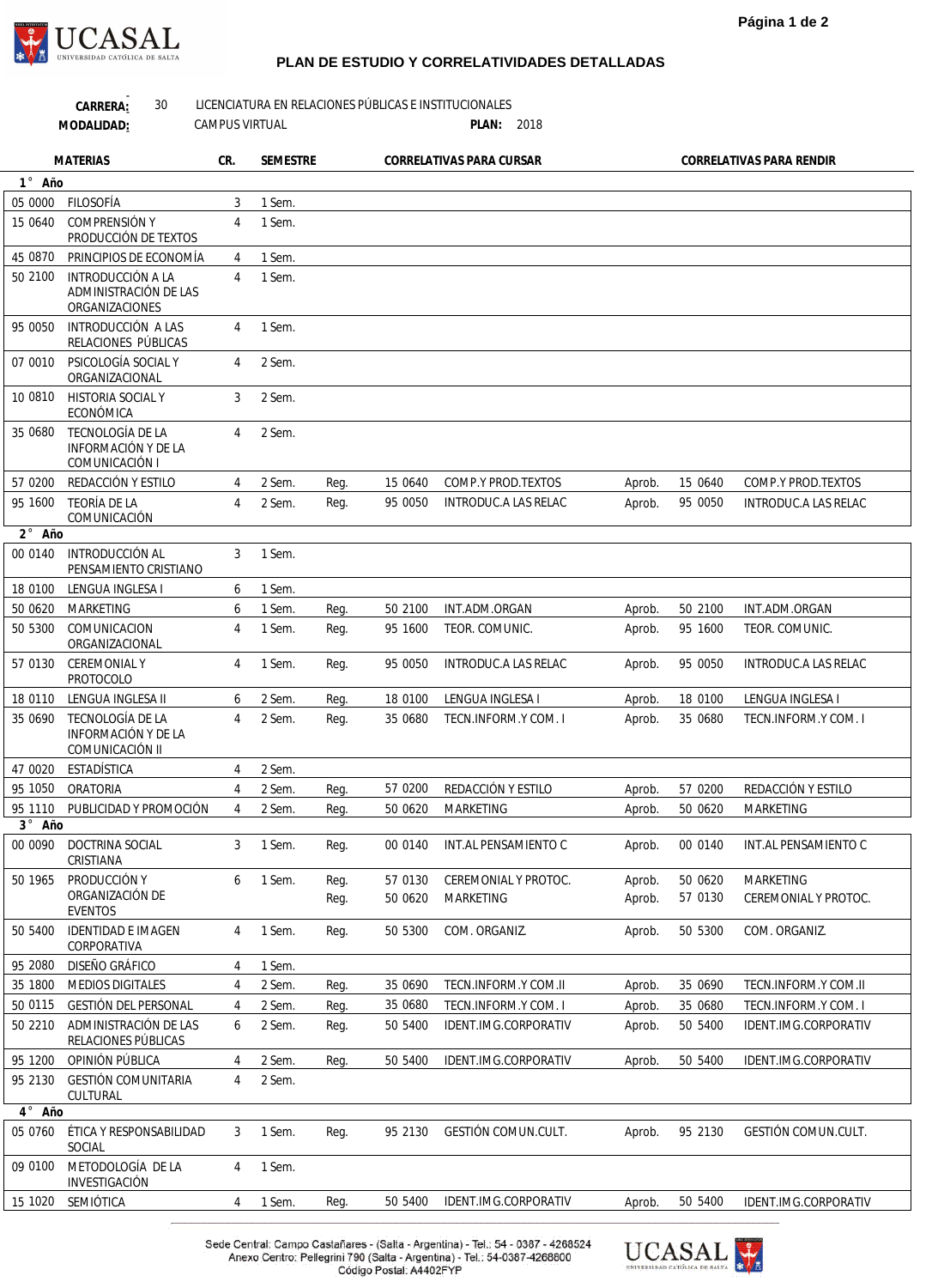UCASAL
UNIVERSIDAD CATÓLICA DE SALTA

## PLAN DE ESTUDIO Y CORRELATIVIDADES DETALLADAS

**CARRERA:** 30 LICENCIATURA EN RELACIONES PÚBLICAS E INSTITUCIONALES

**MODALIDAD:** CAMPUS VIRTUAL **PLAN:** 2018

| MATERIAS | | CR. | SEMESTRE | CORRELATIVAS PARA CURSAR | | | CORRELATIVAS PARA RENDIR | | |
|---|---|---|---|---|---|---|---|---|---|
| **1° Año** | | | | | | | | | |
| 05 0000 | FILOSOFÍA | 3 | 1 Sem. | | | | | | |
| 15 0640 | COMPRENSIÓN Y PRODUCCIÓN DE TEXTOS | 4 | 1 Sem. | | | | | | |
| 45 0870 | PRINCIPIOS DE ECONOMÍA | 4 | 1 Sem. | | | | | | |
| 50 2100 | INTRODUCCIÓN A LA ADMINISTRACIÓN DE LAS ORGANIZACIONES | 4 | 1 Sem. | | | | | | |
| 95 0050 | INTRODUCCIÓN A LAS RELACIONES PÚBLICAS | 4 | 1 Sem. | | | | | | |
| 07 0010 | PSICOLOGÍA SOCIAL Y ORGANIZACIONAL | 4 | 2 Sem. | | | | | | |
| 10 0810 | HISTORIA SOCIAL Y ECONÓMICA | 3 | 2 Sem. | | | | | | |
| 35 0680 | TECNOLOGÍA DE LA INFORMACIÓN Y DE LA COMUNICACIÓN I | 4 | 2 Sem. | | | | | | |
| 57 0200 | REDACCIÓN Y ESTILO | 4 | 2 Sem. | Reg. | 15 0640 | COMP.Y PROD.TEXTOS | Aprob. | 15 0640 | COMP.Y PROD.TEXTOS |
| 95 1600 | TEORÍA DE LA COMUNICACIÓN | 4 | 2 Sem. | Reg. | 95 0050 | INTRODUC.A LAS RELAC | Aprob. | 95 0050 | INTRODUC.A LAS RELAC |
| **2° Año** | | | | | | | | | |
| 00 0140 | INTRODUCCIÓN AL PENSAMIENTO CRISTIANO | 3 | 1 Sem. | | | | | | |
| 18 0100 | LENGUA INGLESA I | 6 | 1 Sem. | | | | | | |
| 50 0620 | MARKETING | 6 | 1 Sem. | Reg. | 50 2100 | INT.ADM.ORGAN | Aprob. | 50 2100 | INT.ADM.ORGAN |
| 50 5300 | COMUNICACION ORGANIZACIONAL | 4 | 1 Sem. | Reg. | 95 1600 | TEOR. COMUNIC. | Aprob. | 95 1600 | TEOR. COMUNIC. |
| 57 0130 | CEREMONIAL Y PROTOCOLO | 4 | 1 Sem. | Reg. | 95 0050 | INTRODUC.A LAS RELAC | Aprob. | 95 0050 | INTRODUC.A LAS RELAC |
| 18 0110 | LENGUA INGLESA II | 6 | 2 Sem. | Reg. | 18 0100 | LENGUA INGLESA I | Aprob. | 18 0100 | LENGUA INGLESA I |
| 35 0690 | TECNOLOGÍA DE LA INFORMACIÓN Y DE LA COMUNICACIÓN II | 4 | 2 Sem. | Reg. | 35 0680 | TECN.INFORM.Y COM. I | Aprob. | 35 0680 | TECN.INFORM.Y COM. I |
| 47 0020 | ESTADÍSTICA | 4 | 2 Sem. | | | | | | |
| 95 1050 | ORATORIA | 4 | 2 Sem. | Reg. | 57 0200 | REDACCIÓN Y ESTILO | Aprob. | 57 0200 | REDACCIÓN Y ESTILO |
| 95 1110 | PUBLICIDAD Y PROMOCIÓN | 4 | 2 Sem. | Reg. | 50 0620 | MARKETING | Aprob. | 50 0620 | MARKETING |
| **3° Año** | | | | | | | | | |
| 00 0090 | DOCTRINA SOCIAL CRISTIANA | 3 | 1 Sem. | Reg. | 00 0140 | INT.AL PENSAMIENTO C | Aprob. | 00 0140 | INT.AL PENSAMIENTO C |
| 50 1965 | PRODUCCIÓN Y ORGANIZACIÓN DE EVENTOS | 6 | 1 Sem. | Reg. | 57 0130 | CEREMONIAL Y PROTOC. | Aprob. | 50 0620 | MARKETING |
| | | | | Reg. | 50 0620 | MARKETING | Aprob. | 57 0130 | CEREMONIAL Y PROTOC. |
| 50 5400 | IDENTIDAD E IMAGEN CORPORATIVA | 4 | 1 Sem. | Reg. | 50 5300 | COM. ORGANIZ. | Aprob. | 50 5300 | COM. ORGANIZ. |
| 95 2080 | DISEÑO GRÁFICO | 4 | 1 Sem. | | | | | | |
| 35 1800 | MEDIOS DIGITALES | 4 | 2 Sem. | Reg. | 35 0690 | TECN.INFORM.Y COM.II | Aprob. | 35 0690 | TECN.INFORM.Y COM.II |
| 50 0115 | GESTIÓN DEL PERSONAL | 4 | 2 Sem. | Reg. | 35 0680 | TECN.INFORM.Y COM. I | Aprob. | 35 0680 | TECN.INFORM.Y COM. I |
| 50 2210 | ADMINISTRACIÓN DE LAS RELACIONES PÚBLICAS | 6 | 2 Sem. | Reg. | 50 5400 | IDENT.IMG.CORPORATIV | Aprob. | 50 5400 | IDENT.IMG.CORPORATIV |
| 95 1200 | OPINIÓN PÚBLICA | 4 | 2 Sem. | Reg. | 50 5400 | IDENT.IMG.CORPORATIV | Aprob. | 50 5400 | IDENT.IMG.CORPORATIV |
| 95 2130 | GESTIÓN COMUNITARIA CULTURAL | 4 | 2 Sem. | | | | | | |
| **4° Año** | | | | | | | | | |
| 05 0760 | ÉTICA Y RESPONSABILIDAD SOCIAL | 3 | 1 Sem. | Reg. | 95 2130 | GESTIÓN COMUN.CULT. | Aprob. | 95 2130 | GESTIÓN COMUN.CULT. |
| 09 0100 | METODOLOGÍA DE LA INVESTIGACIÓN | 4 | 1 Sem. | | | | | | |
| 15 1020 | SEMIÓTICA | 4 | 1 Sem. | Reg. | 50 5400 | IDENT.IMG.CORPORATIV | Aprob. | 50 5400 | IDENT.IMG.CORPORATIV |

Sede Central: Campo Castañares - (Salta - Argentina) - Tel.: 54 - 0387 - 4268524
Anexo Centro: Pellegrini 790 (Salta - Argentina) - Tel.: 54-0387-4268800
Código Postal: A4402FYP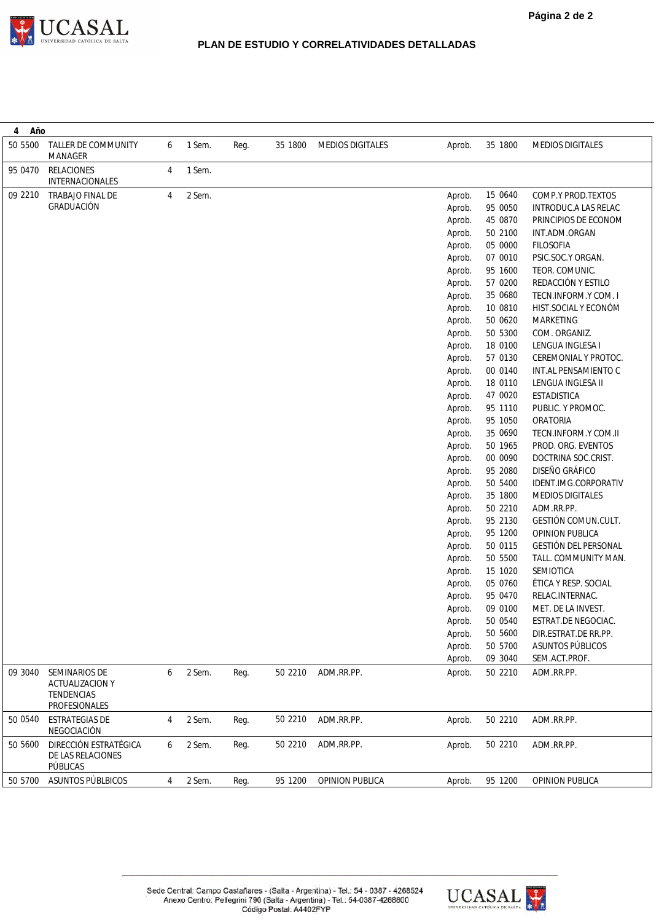# PLAN DE ESTUDIO Y CORRELATIVIDADES DETALLADAS

**4 Año**

| | | | | | | | | | |
|---|---|---|---|---|---|---|---|---|---|
| 50 5500 | TALLER DE COMMUNITY MANAGER | 6 | 1 Sem. | Reg. | 35 1800 | MEDIOS DIGITALES | Aprob. | 35 1800 | MEDIOS DIGITALES |
| 95 0470 | RELACIONES INTERNACIONALES | 4 | 1 Sem. | | | | | | |
| 09 2210 | TRABAJO FINAL DE GRADUACIÓN | 4 | 2 Sem. | | | | Aprob. | 15 0640 | COMP.Y PROD.TEXTOS |
| | | | | | | | Aprob. | 95 0050 | INTRODUC.A LAS RELAC |
| | | | | | | | Aprob. | 45 0870 | PRINCIPIOS DE ECONOM |
| | | | | | | | Aprob. | 50 2100 | INT.ADM.ORGAN |
| | | | | | | | Aprob. | 05 0000 | FILOSOFIA |
| | | | | | | | Aprob. | 07 0010 | PSIC.SOC.Y ORGAN. |
| | | | | | | | Aprob. | 95 1600 | TEOR. COMUNIC. |
| | | | | | | | Aprob. | 57 0200 | REDACCIÓN Y ESTILO |
| | | | | | | | Aprob. | 35 0680 | TECN.INFORM.Y COM. I |
| | | | | | | | Aprob. | 10 0810 | HIST.SOCIAL Y ECONÓM |
| | | | | | | | Aprob. | 50 0620 | MARKETING |
| | | | | | | | Aprob. | 50 5300 | COM. ORGANIZ. |
| | | | | | | | Aprob. | 18 0100 | LENGUA INGLESA I |
| | | | | | | | Aprob. | 57 0130 | CEREMONIAL Y PROTOC. |
| | | | | | | | Aprob. | 00 0140 | INT.AL PENSAMIENTO C |
| | | | | | | | Aprob. | 18 0110 | LENGUA INGLESA II |
| | | | | | | | Aprob. | 47 0020 | ESTADISTICA |
| | | | | | | | Aprob. | 95 1110 | PUBLIC. Y PROMOC. |
| | | | | | | | Aprob. | 95 1050 | ORATORIA |
| | | | | | | | Aprob. | 35 0690 | TECN.INFORM.Y COM.II |
| | | | | | | | Aprob. | 50 1965 | PROD. ORG. EVENTOS |
| | | | | | | | Aprob. | 00 0090 | DOCTRINA SOC.CRIST. |
| | | | | | | | Aprob. | 95 2080 | DISEÑO GRÁFICO |
| | | | | | | | Aprob. | 50 5400 | IDENT.IMG.CORPORATIV |
| | | | | | | | Aprob. | 35 1800 | MEDIOS DIGITALES |
| | | | | | | | Aprob. | 50 2210 | ADM.RR.PP. |
| | | | | | | | Aprob. | 95 2130 | GESTIÓN COMUN.CULT. |
| | | | | | | | Aprob. | 95 1200 | OPINION PUBLICA |
| | | | | | | | Aprob. | 50 0115 | GESTIÓN DEL PERSONAL |
| | | | | | | | Aprob. | 50 5500 | TALL. COMMUNITY MAN. |
| | | | | | | | Aprob. | 15 1020 | SEMIOTICA |
| | | | | | | | Aprob. | 05 0760 | ÉTICA Y RESP. SOCIAL |
| | | | | | | | Aprob. | 95 0470 | RELAC.INTERNAC. |
| | | | | | | | Aprob. | 09 0100 | MET. DE LA INVEST. |
| | | | | | | | Aprob. | 50 0540 | ESTRAT.DE NEGOCIAC. |
| | | | | | | | Aprob. | 50 5600 | DIR.ESTRAT.DE RR.PP. |
| | | | | | | | Aprob. | 50 5700 | ASUNTOS PÚBLICOS |
| | | | | | | | Aprob. | 09 3040 | SEM.ACT.PROF. |
| 09 3040 | SEMINARIOS DE ACTUALIZACION Y TENDENCIAS PROFESIONALES | 6 | 2 Sem. | Reg. | 50 2210 | ADM.RR.PP. | Aprob. | 50 2210 | ADM.RR.PP. |
| 50 0540 | ESTRATEGIAS DE NEGOCIACIÓN | 4 | 2 Sem. | Reg. | 50 2210 | ADM.RR.PP. | Aprob. | 50 2210 | ADM.RR.PP. |
| 50 5600 | DIRECCIÓN ESTRATÉGICA DE LAS RELACIONES PÚBLICAS | 6 | 2 Sem. | Reg. | 50 2210 | ADM.RR.PP. | Aprob. | 50 2210 | ADM.RR.PP. |
| 50 5700 | ASUNTOS PÚBLBICOS | 4 | 2 Sem. | Reg. | 95 1200 | OPINION PUBLICA | Aprob. | 95 1200 | OPINION PUBLICA |

Sede Central: Campo Castañares - (Salta - Argentina) - Tel.: 54 - 0387 - 4268524
Anexo Centro: Pellegrini 790 (Salta - Argentina) - Tel.: 54-0387-4268800
Código Postal: A4402FYP